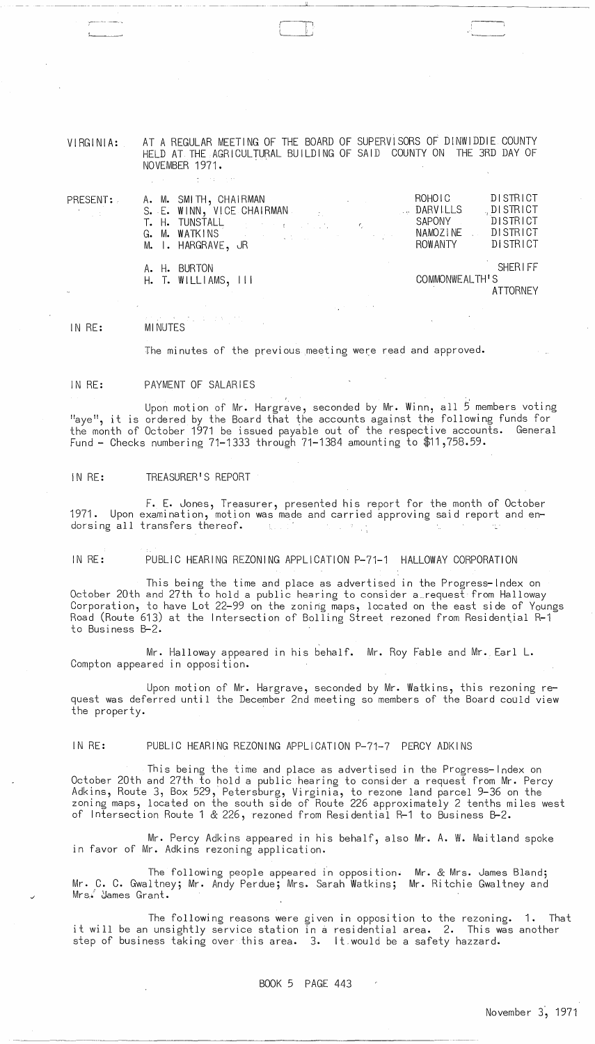VIRGINIA: AT A REGULAR MEETING OF THE BOARD OF SUPERVISORS OF DINWIDDIE COUNTY HELD AT THE AGRICULTURAL BUILDING OF SAID COUNTY ON THE 3RD DAY OF NOVEMBER 1971.

| PRESENT: | | |
|---|---|---|
| | A. M. SMITH, CHAIRMAN | ROHOIC DISTRICT |
| | S. E. WINN, VICE CHAIRMAN | DARVILLS DISTRICT |
| | T. H. TUNSTALL | SAPONY DISTRICT |
| | G. M. WATKINS | NAMOZINE DISTRICT |
| | M. I. HARGRAVE, JR | ROWANTY DISTRICT |
| | A. H. BURTON | SHERIFF |
| | H. T. WILLIAMS, III | COMMONWEALTH'S ATTORNEY |

IN RE: MINUTES

The minutes of the previous meeting were read and approved.

IN RE: PAYMENT OF SALARIES

Upon motion of Mr. Hargrave, seconded by Mr. Winn, all 5 members voting "aye", it is ordered by the Board that the accounts against the following funds for the month of October 1971 be issued payable out of the respective accounts. General Fund - Checks numbering 71-1333 through 71-1384 amounting to $11,758.59.

IN RE: TREASURER'S REPORT

F. E. Jones, Treasurer, presented his report for the month of October 1971. Upon examination, motion was made and carried approving said report and endorsing all transfers thereof.

IN RE: PUBLIC HEARING REZONING APPLICATION P-71-1 HALLOWAY CORPORATION

This being the time and place as advertised in the Progress-Index on October 20th and 27th to hold a public hearing to consider a request from Halloway Corporation, to have Lot 22-99 on the zoning maps, located on the east side of Youngs Road (Route 613) at the Intersection of Bolling Street rezoned from Residential R-1 to Business B-2.

Mr. Halloway appeared in his behalf. Mr. Roy Fable and Mr. Earl L. Compton appeared in opposition.

Upon motion of Mr. Hargrave, seconded by Mr. Watkins, this rezoning request was deferred until the December 2nd meeting so members of the Board could view the property.

IN RE: PUBLIC HEARING REZONING APPLICATION P-71-7 PERCY ADKINS

This being the time and place as advertised in the Progress-Index on October 20th and 27th to hold a public hearing to consider a request from Mr. Percy Adkins, Route 3, Box 529, Petersburg, Virginia, to rezone land parcel 9-36 on the zoning maps, located on the south side of Route 226 approximately 2 tenths miles west of Intersection Route 1 & 226, rezoned from Residential R-1 to Business B-2.

Mr. Percy Adkins appeared in his behalf, also Mr. A. W. Maitland spoke in favor of Mr. Adkins rezoning application.

The following people appeared in opposition. Mr. & Mrs. James Bland; Mr. C. C. Gwaltney; Mr. Andy Perdue; Mrs. Sarah Watkins; Mr. Ritchie Gwaltney and Mrs. James Grant.

The following reasons were given in opposition to the rezoning. 1. That it will be an unsightly service station in a residential area. 2. This was another step of business taking over this area. 3. It would be a safety hazzard.

BOOK 5 PAGE 443

November 3, 1971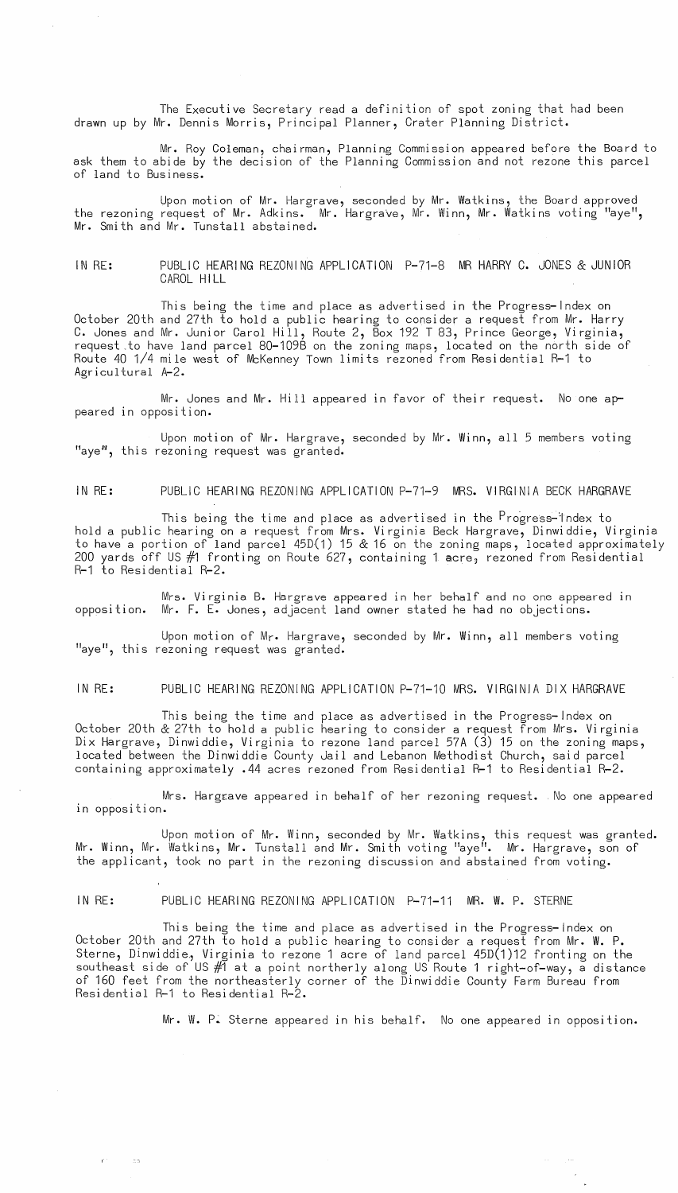The Executive Secretary read a definition of spot zoning that had been drawn up by Mr. Dennis Morris, Principal Planner, Crater Planning District.

Mr. Roy Coleman, chairman, Planning Commission appeared before the Board to ask them to abide by the decision of the Planning Commission and not rezone this parcel of land to Business.

Upon motion of Mr. Hargrave, seconded by Mr. Watkins, the Board approved the rezoning request of Mr. Adkins. Mr. Hargrave, Mr. Winn, Mr. Watkins voting "aye", Mr. Smith and Mr. Tunstall abstained.

IN RE: PUBLIC HEARING REZONING APPLICATION P-71-8 MR HARRY C. JONES & JUNIOR CAROL HILL

This being the time and place as advertised in the Progress-Index on October 20th and 27th to hold a public hearing to consider a request from Mr. Harry C. Jones and Mr. Junior Carol Hill, Route 2, Box 192 T 83, Prince George, Virginia, request to have land parcel 80-109B on the zoning maps, located on the north side of Route 40 1/4 mile west of McKenney Town limits rezoned from Residential R-1 to Agricultural A-2.

Mr. Jones and Mr. Hill appeared in favor of their request. No one appeared in opposition.

Upon motion of Mr. Hargrave, seconded by Mr. Winn, all 5 members voting "aye", this rezoning request was granted.

IN RE: PUBLIC HEARING REZONING APPLICATION P-71-9 MRS. VIRGINIA BECK HARGRAVE

This being the time and place as advertised in the Progress-Index to hold a public hearing on a request from Mrs. Virginia Beck Hargrave, Dinwiddie, Virginia to have a portion of land parcel 45D(1) 15 & 16 on the zoning maps, located approximately 200 yards off US #1 fronting on Route 627, containing 1 acre, rezoned from Residential R-1 to Residential R-2.

Mrs. Virginia B. Hargrave appeared in her behalf and no one appeared in opposition. Mr. F. E. Jones, adjacent land owner stated he had no objections.

Upon motion of Mr. Hargrave, seconded by Mr. Winn, all members voting "aye", this rezoning request was granted.

IN RE: PUBLIC HEARING REZONING APPLICATION P-71-10 MRS. VIRGINIA DIX HARGRAVE

This being the time and place as advertised in the Progress-Index on October 20th & 27th to hold a public hearing to consider a request from Mrs. Virginia Dix Hargrave, Dinwiddie, Virginia to rezone land parcel 57A (3) 15 on the zoning maps, located between the Dinwiddie County Jail and Lebanon Methodist Church, said parcel containing approximately .44 acres rezoned from Residential R-1 to Residential R-2.

Mrs. Hargrave appeared in behalf of her rezoning request. No one appeared in opposition.

Upon motion of Mr. Winn, seconded by Mr. Watkins, this request was granted. Mr. Winn, Mr. Watkins, Mr. Tunstall and Mr. Smith voting "aye". Mr. Hargrave, son of the applicant, took no part in the rezoning discussion and abstained from voting.

IN RE: PUBLIC HEARING REZONING APPLICATION P-71-11 MR. W. P. STERNE

This being the time and place as advertised in the Progress-Index on October 20th and 27th to hold a public hearing to consider a request from Mr. W. P. Sterne, Dinwiddie, Virginia to rezone 1 acre of land parcel 45D(1)12 fronting on the southeast side of US #1 at a point northerly along US Route 1 right-of-way, a distance of 160 feet from the northeasterly corner of the Dinwiddie County Farm Bureau from Residential R-1 to Residential R-2.

Mr. W. P. Sterne appeared in his behalf. No one appeared in opposition.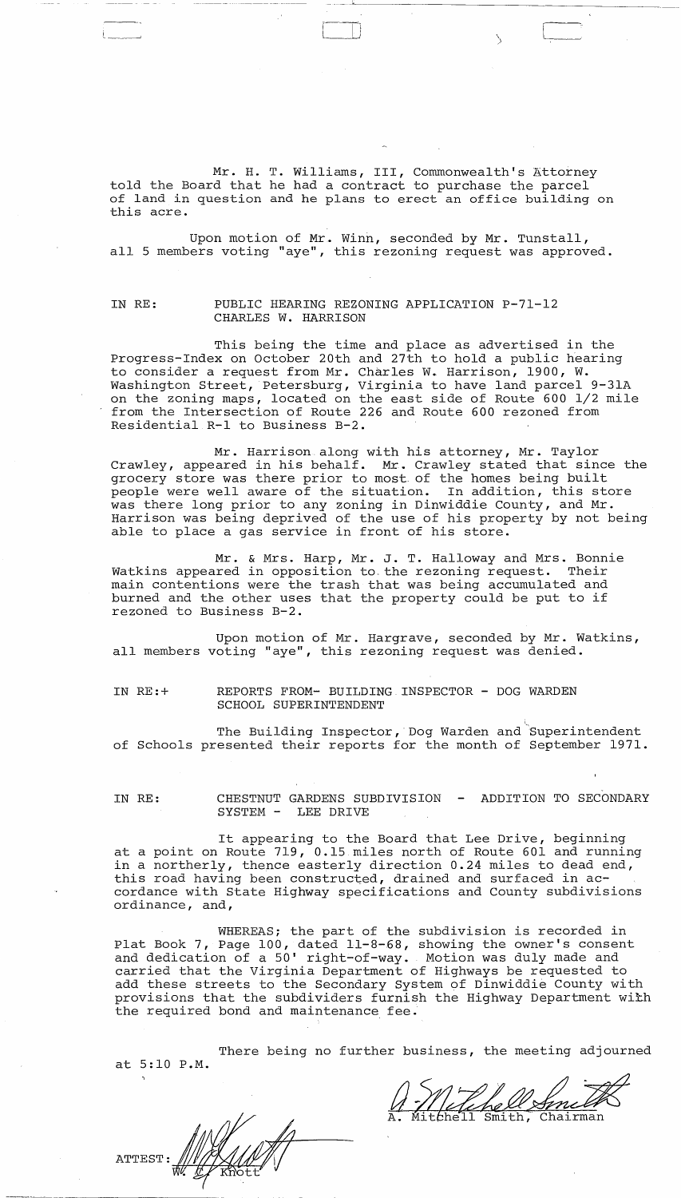Mr. H. T. Williams, III, Commonwealth's Attorney told the Board that he had a contract to purchase the parcel of land in question and he plans to erect an office building on this acre.

Upon motion of Mr. Winn, seconded by Mr. Tunstall, all 5 members voting "aye", this rezoning request was approved.

IN RE: PUBLIC HEARING REZONING APPLICATION P-71-12 CHARLES W. HARRISON

This being the time and place as advertised in the Progress-Index on October 20th and 27th to hold a public hearing to consider a request from Mr. Charles W. Harrison, 1900, W. Washington Street, Petersburg, Virginia to have land parcel 9-31A on the zoning maps, located on the east side of Route 600 1/2 mile from the Intersection of Route 226 and Route 600 rezoned from Residential R-1 to Business B-2.

Mr. Harrison along with his attorney, Mr. Taylor Crawley, appeared in his behalf. Mr. Crawley stated that since the grocery store was there prior to most of the homes being built people were well aware of the situation. In addition, this store was there long prior to any zoning in Dinwiddie County, and Mr. Harrison was being deprived of the use of his property by not being able to place a gas service in front of his store.

Mr. & Mrs. Harp, Mr. J. T. Halloway and Mrs. Bonnie Watkins appeared in opposition to the rezoning request. Their main contentions were the trash that was being accumulated and burned and the other uses that the property could be put to if rezoned to Business B-2.

Upon motion of Mr. Hargrave, seconded by Mr. Watkins, all members voting "aye", this rezoning request was denied.

IN RE:+ REPORTS FROM- BUILDING INSPECTOR - DOG WARDEN SCHOOL SUPERINTENDENT

The Building Inspector, Dog Warden and Superintendent of Schools presented their reports for the month of September 1971.

IN RE: CHESTNUT GARDENS SUBDIVISION - ADDITION TO SECONDARY SYSTEM - LEE DRIVE

It appearing to the Board that Lee Drive, beginning at a point on Route 719, 0.15 miles north of Route 601 and running in a northerly, thence easterly direction 0.24 miles to dead end, this road having been constructed, drained and surfaced in accordance with State Highway specifications and County subdivisions ordinance, and,

WHEREAS; the part of the subdivision is recorded in Plat Book 7, Page 100, dated 11-8-68, showing the owner's consent and dedication of a 50' right-of-way. Motion was duly made and carried that the Virginia Department of Highways be requested to add these streets to the Secondary System of Dinwiddie County with provisions that the subdividers furnish the Highway Department with the required bond and maintenance fee.

There being no further business, the meeting adjourned at 5:10 P.M.

A. Mitchell Smith, Chairman

ATTEST: W. C. Knott